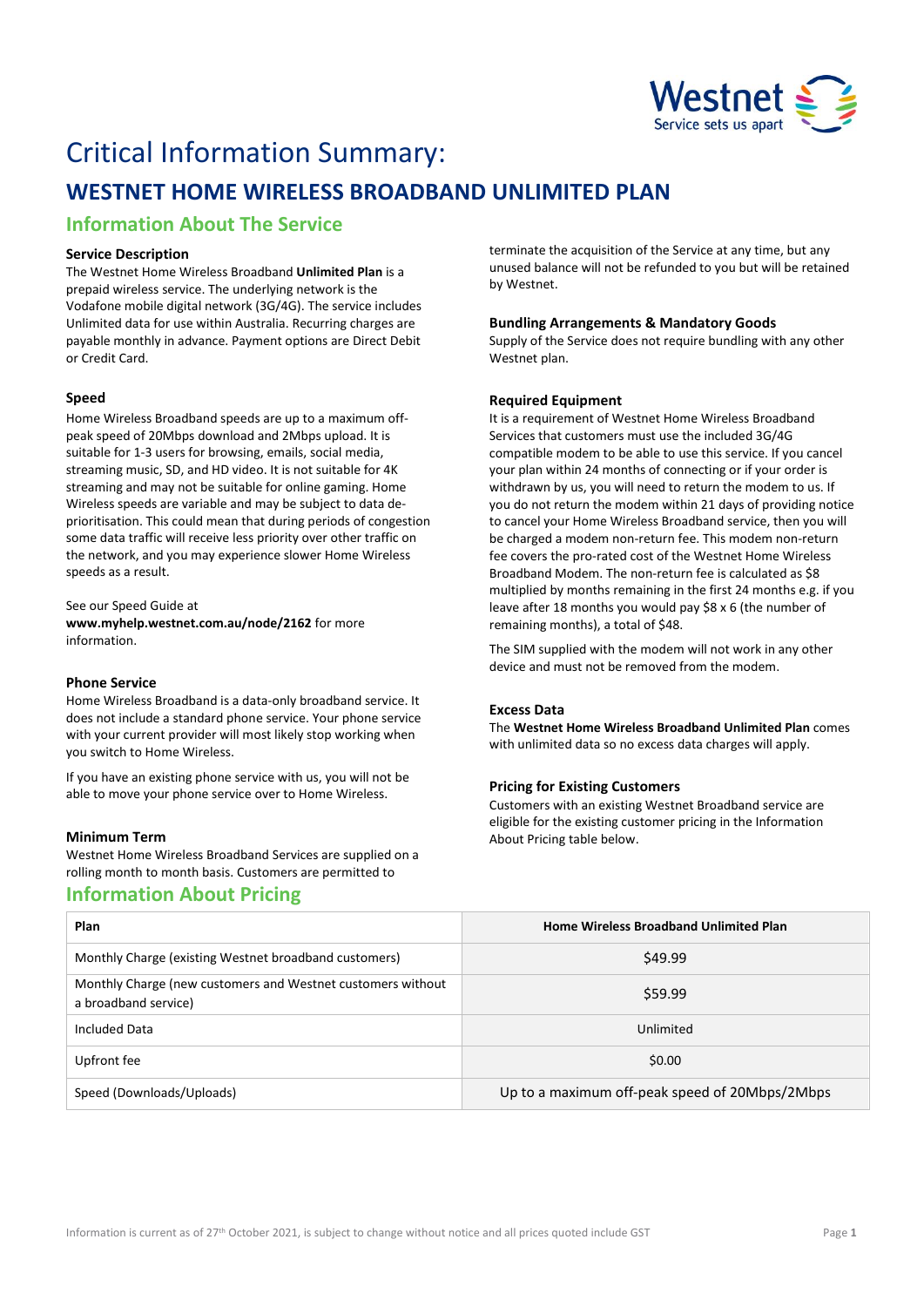# Critical Information Summary:

## WESTNET HOME WIRELESS BROADBAND UNLIMITED PLAN

### Information About The Service

**Service Description**

The Westnet Home Wireless Broadband **Unlimited Plan** is a prepaid wireless service. The underlying network is the Vodafone mobile digital network (3G/4G). The service includes Unlimited data for use within Australia. Recurring charges are payable monthly in advance. Payment options are Direct Debit or Credit Card.

**Speed**

Home Wireless Broadband speeds are up to a maximum off-peak speed of 20Mbps download and 2Mbps upload. It is suitable for 1-3 users for browsing, emails, social media, streaming music, SD, and HD video. It is not suitable for 4K streaming and may not be suitable for online gaming. Home Wireless speeds are variable and may be subject to data de-prioritisation. This could mean that during periods of congestion some data traffic will receive less priority over other traffic on the network, and you may experience slower Home Wireless speeds as a result.

See our Speed Guide at **www.myhelp.westnet.com.au/node/2162** for more information.

**Phone Service**

Home Wireless Broadband is a data-only broadband service. It does not include a standard phone service. Your phone service with your current provider will most likely stop working when you switch to Home Wireless.

If you have an existing phone service with us, you will not be able to move your phone service over to Home Wireless.

**Minimum Term**

Westnet Home Wireless Broadband Services are supplied on a rolling month to month basis. Customers are permitted to terminate the acquisition of the Service at any time, but any unused balance will not be refunded to you but will be retained by Westnet.

**Bundling Arrangements & Mandatory Goods**

Supply of the Service does not require bundling with any other Westnet plan.

**Required Equipment**

It is a requirement of Westnet Home Wireless Broadband Services that customers must use the included 3G/4G compatible modem to be able to use this service. If you cancel your plan within 24 months of connecting or if your order is withdrawn by us, you will need to return the modem to us. If you do not return the modem within 21 days of providing notice to cancel your Home Wireless Broadband service, then you will be charged a modem non-return fee. This modem non-return fee covers the pro-rated cost of the Westnet Home Wireless Broadband Modem. The non-return fee is calculated as $8 multiplied by months remaining in the first 24 months e.g. if you leave after 18 months you would pay $8 x 6 (the number of remaining months), a total of $48.

The SIM supplied with the modem will not work in any other device and must not be removed from the modem.

**Excess Data**

The **Westnet Home Wireless Broadband Unlimited Plan** comes with unlimited data so no excess data charges will apply.

**Pricing for Existing Customers**

Customers with an existing Westnet Broadband service are eligible for the existing customer pricing in the Information About Pricing table below.

### Information About Pricing

| Plan | Home Wireless Broadband Unlimited Plan |
|---|---|
| Monthly Charge (existing Westnet broadband customers) | $49.99 |
| Monthly Charge (new customers and Westnet customers without a broadband service) | $59.99 |
| Included Data | Unlimited |
| Upfront fee | $0.00 |
| Speed (Downloads/Uploads) | Up to a maximum off-peak speed of 20Mbps/2Mbps |

Information is current as of 27th October 2021, is subject to change without notice and all prices quoted include GST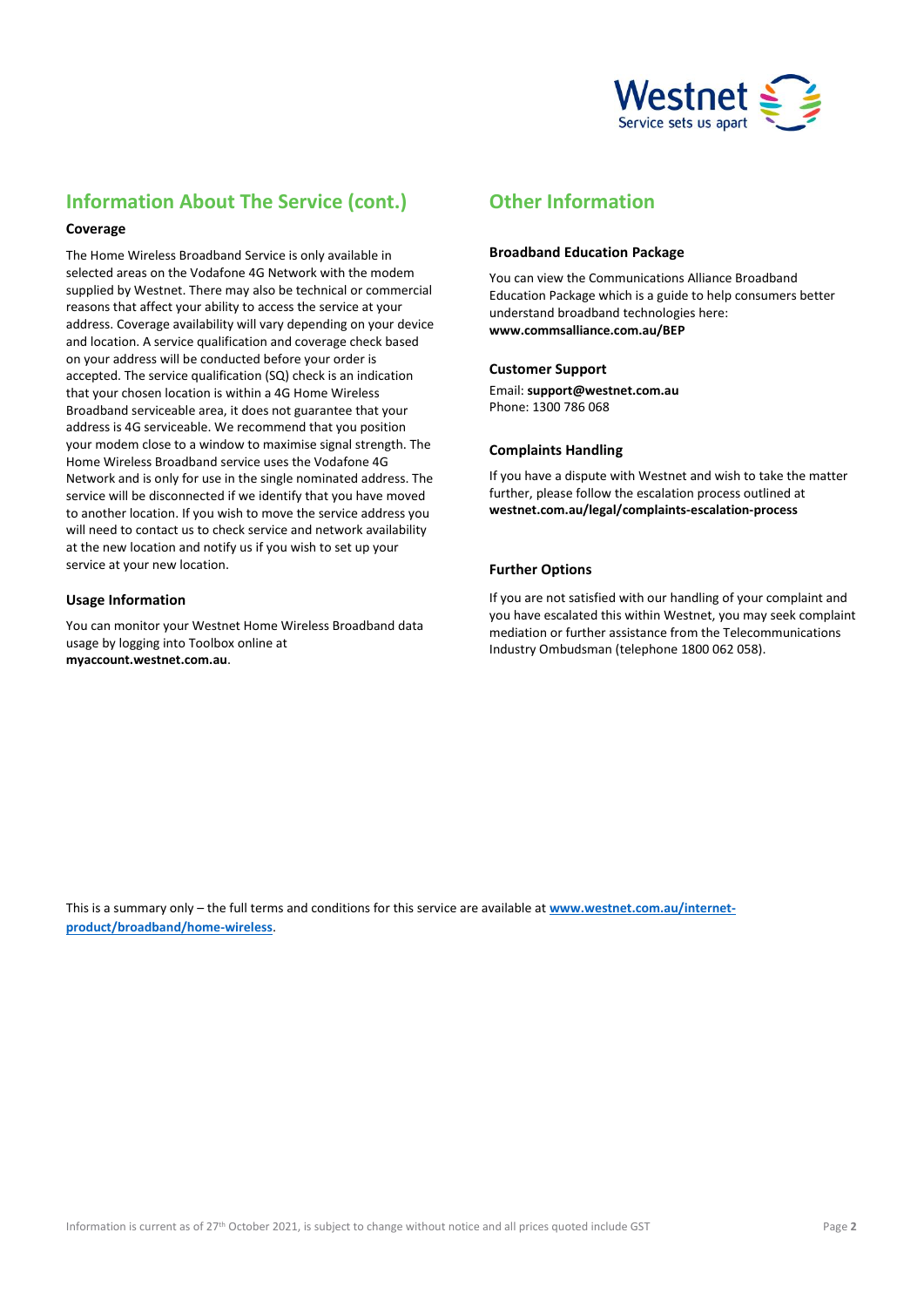## Information About The Service (cont.)

### Coverage

The Home Wireless Broadband Service is only available in selected areas on the Vodafone 4G Network with the modem supplied by Westnet. There may also be technical or commercial reasons that affect your ability to access the service at your address. Coverage availability will vary depending on your device and location. A service qualification and coverage check based on your address will be conducted before your order is accepted. The service qualification (SQ) check is an indication that your chosen location is within a 4G Home Wireless Broadband serviceable area, it does not guarantee that your address is 4G serviceable. We recommend that you position your modem close to a window to maximise signal strength. The Home Wireless Broadband service uses the Vodafone 4G Network and is only for use in the single nominated address. The service will be disconnected if we identify that you have moved to another location. If you wish to move the service address you will need to contact us to check service and network availability at the new location and notify us if you wish to set up your service at your new location.

### Usage Information

You can monitor your Westnet Home Wireless Broadband data usage by logging into Toolbox online at **myaccount.westnet.com.au**.

## Other Information

### Broadband Education Package

You can view the Communications Alliance Broadband Education Package which is a guide to help consumers better understand broadband technologies here: **www.commsalliance.com.au/BEP**

### Customer Support

Email: **support@westnet.com.au**
Phone: 1300 786 068

### Complaints Handling

If you have a dispute with Westnet and wish to take the matter further, please follow the escalation process outlined at **westnet.com.au/legal/complaints-escalation-process**

### Further Options

If you are not satisfied with our handling of your complaint and you have escalated this within Westnet, you may seek complaint mediation or further assistance from the Telecommunications Industry Ombudsman (telephone 1800 062 058).

This is a summary only – the full terms and conditions for this service are available at **www.westnet.com.au/internet-product/broadband/home-wireless**.

Information is current as of 27th October 2021, is subject to change without notice and all prices quoted include GST